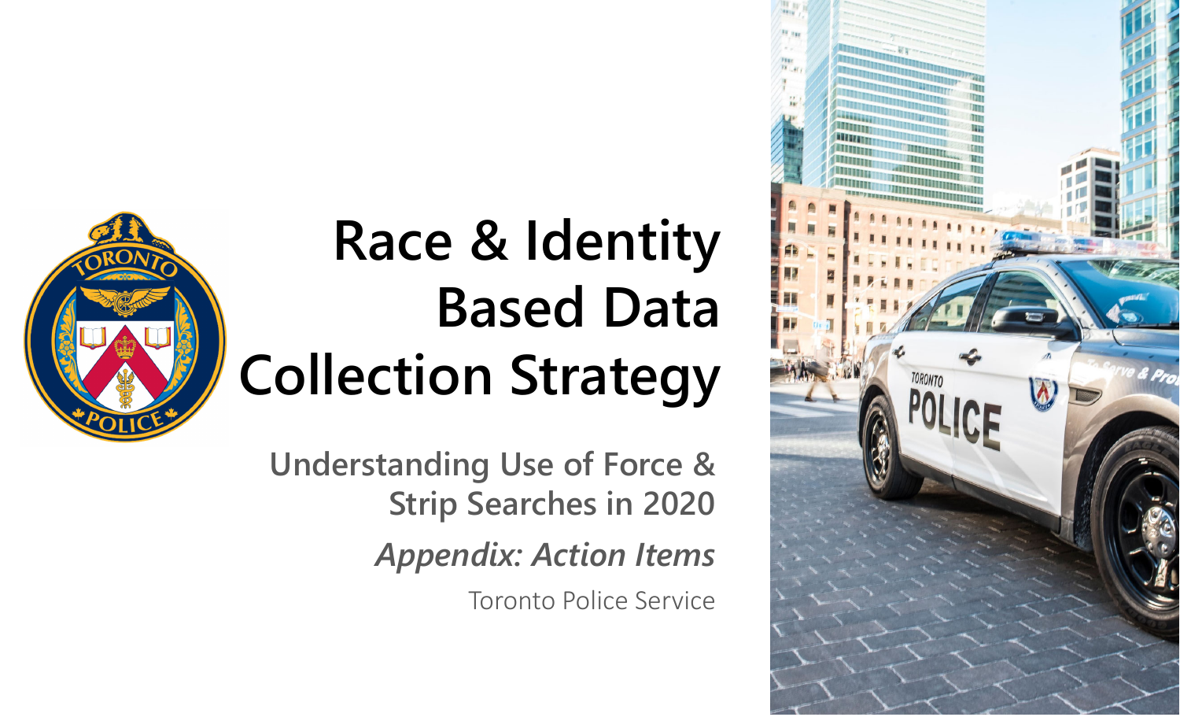# Race & Identity Based Data Collection Strategy

## Understanding Use of Force & Strip Searches in 2020

### *Appendix: Action Items*

Toronto Police Service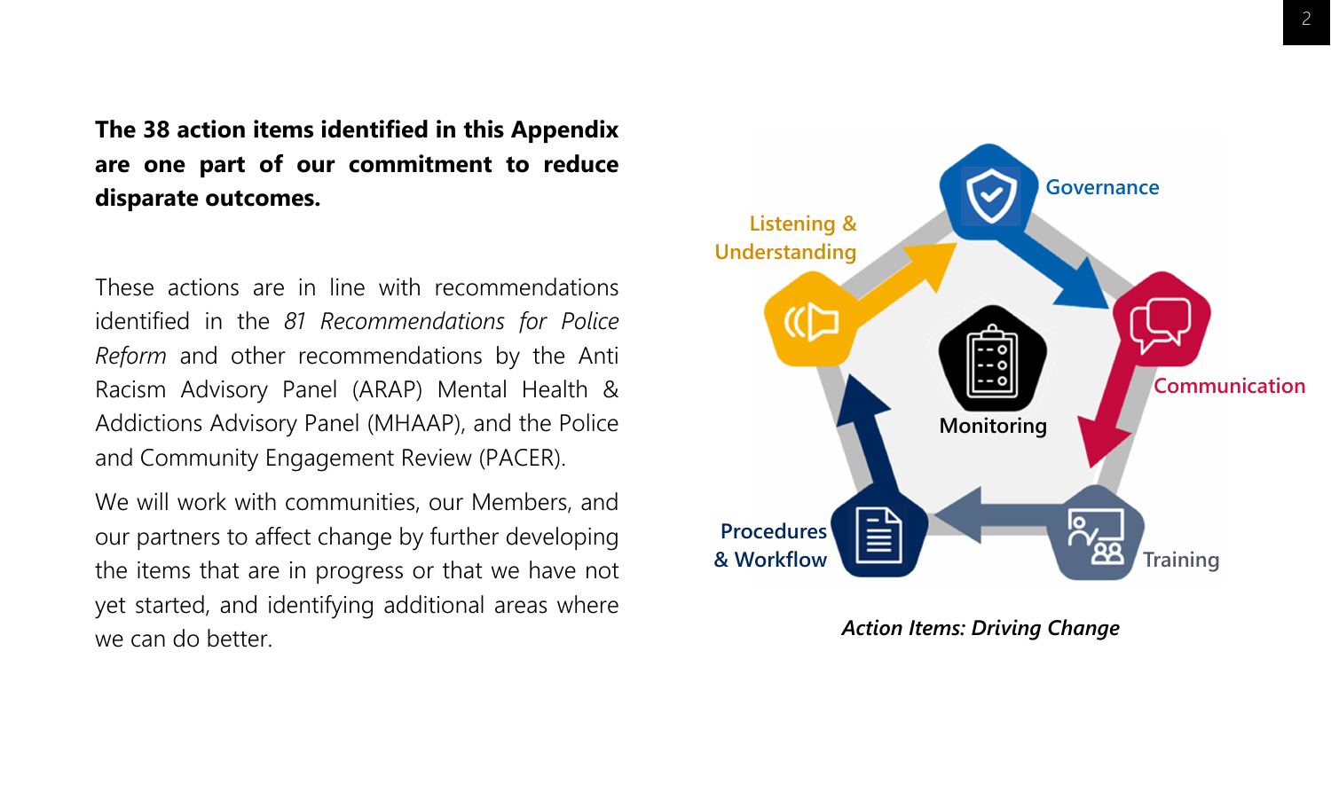**The 38 action items identified in this Appendix are one part of our commitment to reduce disparate outcomes.**

These actions are in line with recommendations identified in the *81 Recommendations for Police Reform* and other recommendations by the Anti Racism Advisory Panel (ARAP) Mental Health & Addictions Advisory Panel (MHAAP), and the Police and Community Engagement Review (PACER).

We will work with communities, our Members, and our partners to affect change by further developing the items that are in progress or that we have not yet started, and identifying additional areas where we can do better.

Governance

Communication

Training

Procedures & Workflow

Listening & Understanding

Monitoring

*Action Items: Driving Change*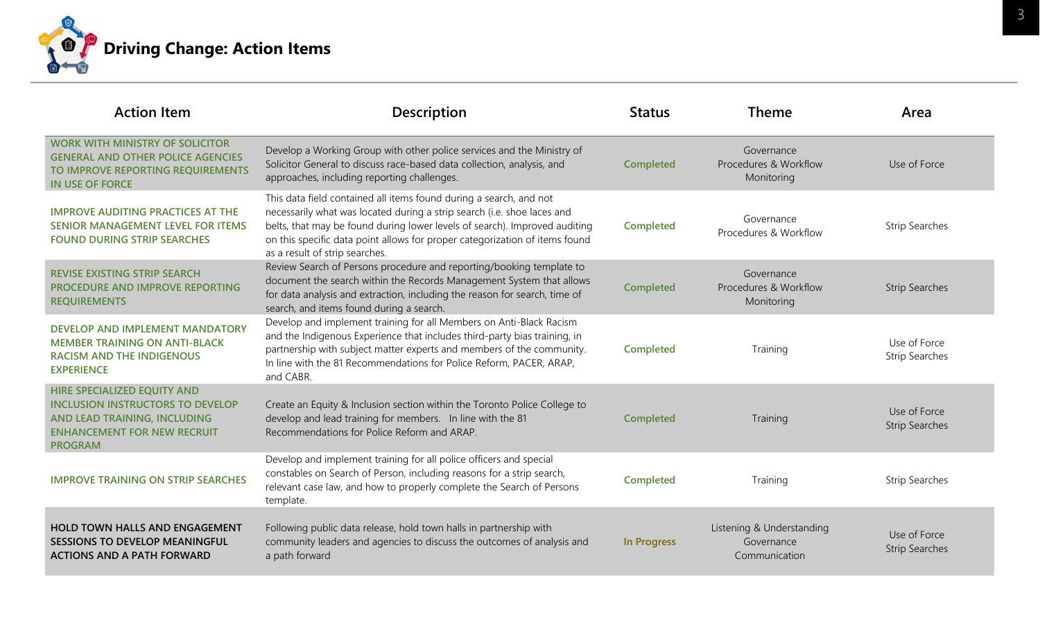# Driving Change: Action Items

| Action Item | Description | Status | Theme | Area |
|---|---|---|---|---|
| **WORK WITH MINISTRY OF SOLICITOR GENERAL AND OTHER POLICE AGENCIES TO IMPROVE REPORTING REQUIREMENTS IN USE OF FORCE** | Develop a Working Group with other police services and the Ministry of Solicitor General to discuss race-based data collection, analysis, and approaches, including reporting challenges. | **Completed** | Governance<br>Procedures & Workflow<br>Monitoring | Use of Force |
| **IMPROVE AUDITING PRACTICES AT THE SENIOR MANAGEMENT LEVEL FOR ITEMS FOUND DURING STRIP SEARCHES** | This data field contained all items found during a search, and not necessarily what was located during a strip search (i.e. shoe laces and belts, that may be found during lower levels of search). Improved auditing on this specific data point allows for proper categorization of items found as a result of strip searches. | **Completed** | Governance<br>Procedures & Workflow | Strip Searches |
| **REVISE EXISTING STRIP SEARCH PROCEDURE AND IMPROVE REPORTING REQUIREMENTS** | Review Search of Persons procedure and reporting/booking template to document the search within the Records Management System that allows for data analysis and extraction, including the reason for search, time of search, and items found during a search. | **Completed** | Governance<br>Procedures & Workflow<br>Monitoring | Strip Searches |
| **DEVELOP AND IMPLEMENT MANDATORY MEMBER TRAINING ON ANTI-BLACK RACISM AND THE INDIGENOUS EXPERIENCE** | Develop and implement training for all Members on Anti-Black Racism and the Indigenous Experience that includes third-party bias training, in partnership with subject matter experts and members of the community. In line with the 81 Recommendations for Police Reform, PACER, ARAP, and CABR. | **Completed** | Training | Use of Force<br>Strip Searches |
| **HIRE SPECIALIZED EQUITY AND INCLUSION INSTRUCTORS TO DEVELOP AND LEAD TRAINING, INCLUDING ENHANCEMENT FOR NEW RECRUIT PROGRAM** | Create an Equity & Inclusion section within the Toronto Police College to develop and lead training for members. In line with the 81 Recommendations for Police Reform and ARAP. | **Completed** | Training | Use of Force<br>Strip Searches |
| **IMPROVE TRAINING ON STRIP SEARCHES** | Develop and implement training for all police officers and special constables on Search of Person, including reasons for a strip search, relevant case law, and how to properly complete the Search of Persons template. | **Completed** | Training | Strip Searches |
| **HOLD TOWN HALLS AND ENGAGEMENT SESSIONS TO DEVELOP MEANINGFUL ACTIONS AND A PATH FORWARD** | Following public data release, hold town halls in partnership with community leaders and agencies to discuss the outcomes of analysis and a path forward | **In Progress** | Listening & Understanding<br>Governance<br>Communication | Use of Force<br>Strip Searches |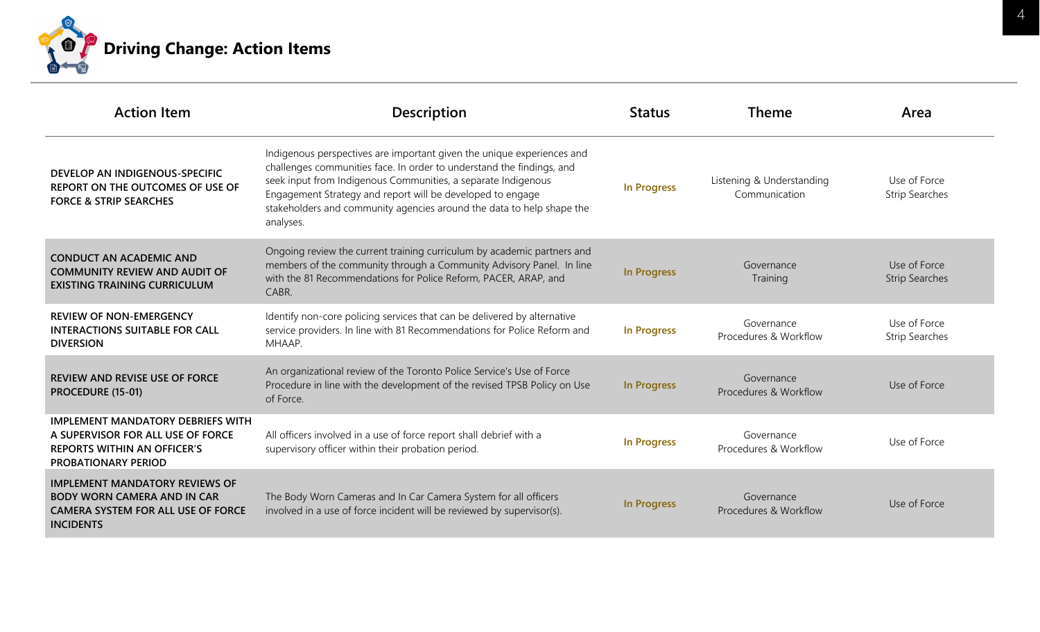# Driving Change: Action Items

| Action Item | Description | Status | Theme | Area |
|---|---|---|---|---|
| **DEVELOP AN INDIGENOUS-SPECIFIC REPORT ON THE OUTCOMES OF USE OF FORCE & STRIP SEARCHES** | Indigenous perspectives are important given the unique experiences and challenges communities face. In order to understand the findings, and seek input from Indigenous Communities, a separate Indigenous Engagement Strategy and report will be developed to engage stakeholders and community agencies around the data to help shape the analyses. | In Progress | Listening & Understanding<br>Communication | Use of Force<br>Strip Searches |
| **CONDUCT AN ACADEMIC AND COMMUNITY REVIEW AND AUDIT OF EXISTING TRAINING CURRICULUM** | Ongoing review the current training curriculum by academic partners and members of the community through a Community Advisory Panel. In line with the 81 Recommendations for Police Reform, PACER, ARAP, and CABR. | In Progress | Governance<br>Training | Use of Force<br>Strip Searches |
| **REVIEW OF NON-EMERGENCY INTERACTIONS SUITABLE FOR CALL DIVERSION** | Identify non-core policing services that can be delivered by alternative service providers. In line with 81 Recommendations for Police Reform and MHAAP. | In Progress | Governance<br>Procedures & Workflow | Use of Force<br>Strip Searches |
| **REVIEW AND REVISE USE OF FORCE PROCEDURE (15-01)** | An organizational review of the Toronto Police Service's Use of Force Procedure in line with the development of the revised TPSB Policy on Use of Force. | In Progress | Governance<br>Procedures & Workflow | Use of Force |
| **IMPLEMENT MANDATORY DEBRIEFS WITH A SUPERVISOR FOR ALL USE OF FORCE REPORTS WITHIN AN OFFICER'S PROBATIONARY PERIOD** | All officers involved in a use of force report shall debrief with a supervisory officer within their probation period. | In Progress | Governance<br>Procedures & Workflow | Use of Force |
| **IMPLEMENT MANDATORY REVIEWS OF BODY WORN CAMERA AND IN CAR CAMERA SYSTEM FOR ALL USE OF FORCE INCIDENTS** | The Body Worn Cameras and In Car Camera System for all officers involved in a use of force incident will be reviewed by supervisor(s). | In Progress | Governance<br>Procedures & Workflow | Use of Force |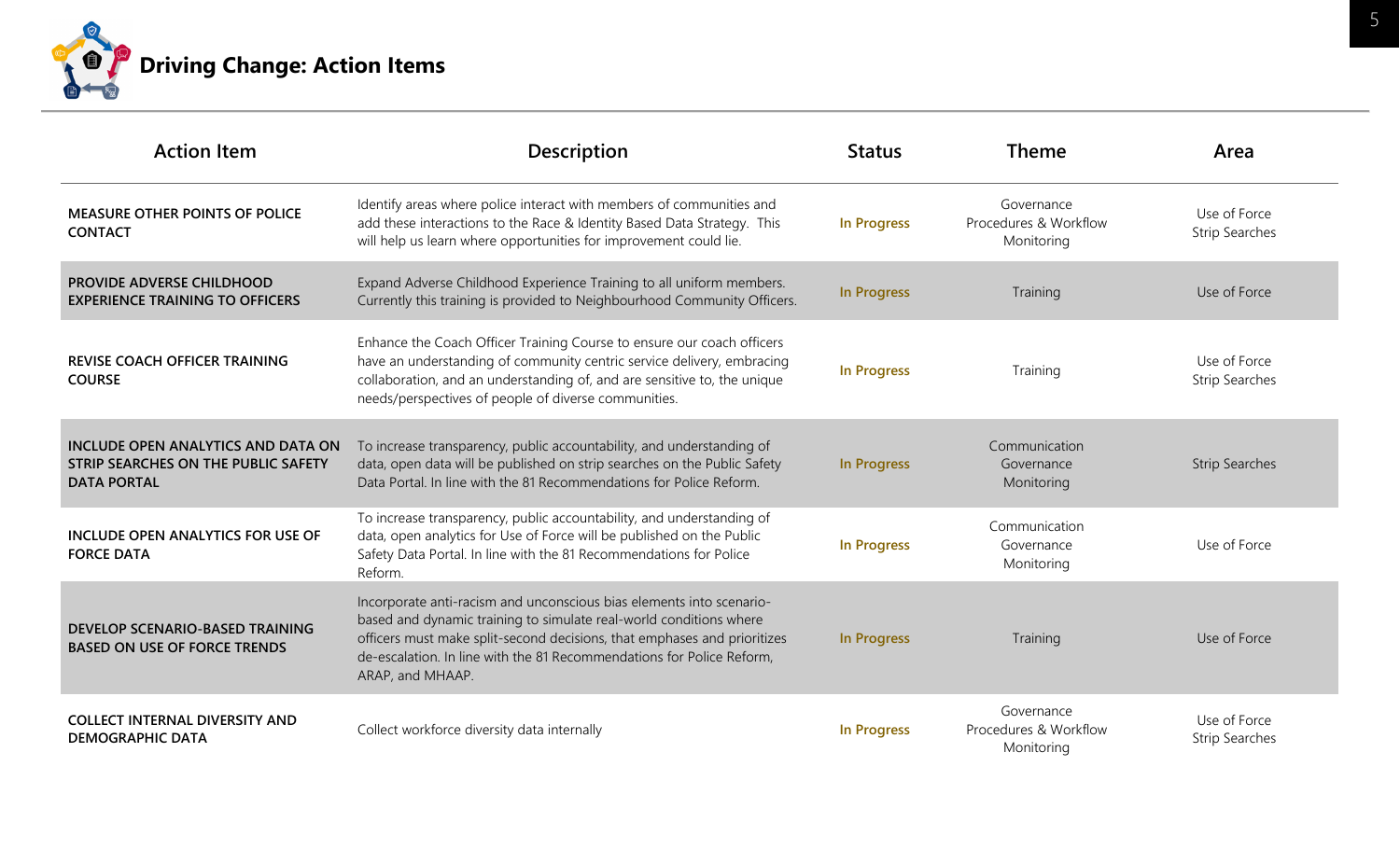# Driving Change: Action Items

| Action Item | Description | Status | Theme | Area |
|---|---|---|---|---|
| **MEASURE OTHER POINTS OF POLICE CONTACT** | Identify areas where police interact with members of communities and add these interactions to the Race & Identity Based Data Strategy. This will help us learn where opportunities for improvement could lie. | In Progress | Governance<br>Procedures & Workflow<br>Monitoring | Use of Force<br>Strip Searches |
| **PROVIDE ADVERSE CHILDHOOD EXPERIENCE TRAINING TO OFFICERS** | Expand Adverse Childhood Experience Training to all uniform members. Currently this training is provided to Neighbourhood Community Officers. | In Progress | Training | Use of Force |
| **REVISE COACH OFFICER TRAINING COURSE** | Enhance the Coach Officer Training Course to ensure our coach officers have an understanding of community centric service delivery, embracing collaboration, and an understanding of, and are sensitive to, the unique needs/perspectives of people of diverse communities. | In Progress | Training | Use of Force<br>Strip Searches |
| **INCLUDE OPEN ANALYTICS AND DATA ON STRIP SEARCHES ON THE PUBLIC SAFETY DATA PORTAL** | To increase transparency, public accountability, and understanding of data, open data will be published on strip searches on the Public Safety Data Portal. In line with the 81 Recommendations for Police Reform. | In Progress | Communication<br>Governance<br>Monitoring | Strip Searches |
| **INCLUDE OPEN ANALYTICS FOR USE OF FORCE DATA** | To increase transparency, public accountability, and understanding of data, open analytics for Use of Force will be published on the Public Safety Data Portal. In line with the 81 Recommendations for Police Reform. | In Progress | Communication<br>Governance<br>Monitoring | Use of Force |
| **DEVELOP SCENARIO-BASED TRAINING BASED ON USE OF FORCE TRENDS** | Incorporate anti-racism and unconscious bias elements into scenario-based and dynamic training to simulate real-world conditions where officers must make split-second decisions, that emphases and prioritizes de-escalation. In line with the 81 Recommendations for Police Reform, ARAP, and MHAAP. | In Progress | Training | Use of Force |
| **COLLECT INTERNAL DIVERSITY AND DEMOGRAPHIC DATA** | Collect workforce diversity data internally | In Progress | Governance<br>Procedures & Workflow<br>Monitoring | Use of Force<br>Strip Searches |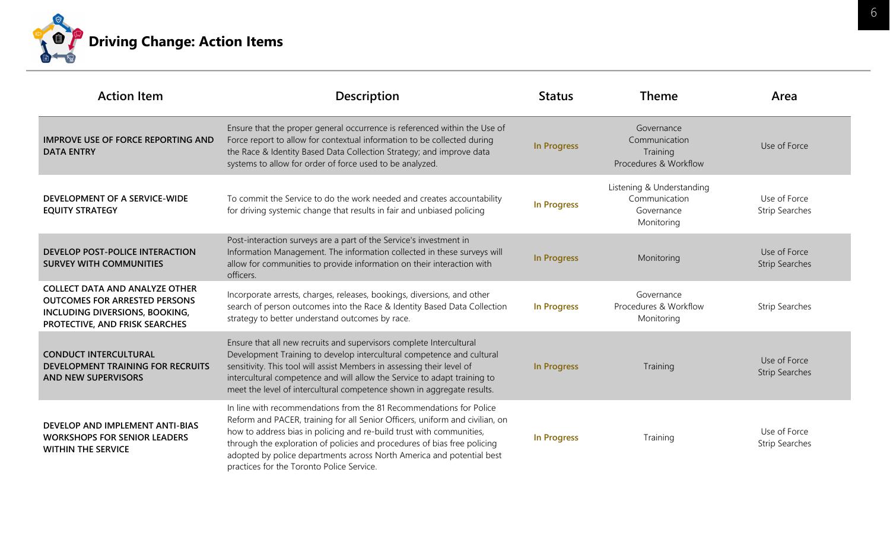# Driving Change: Action Items

| Action Item | Description | Status | Theme | Area |
|---|---|---|---|---|
| **IMPROVE USE OF FORCE REPORTING AND DATA ENTRY** | Ensure that the proper general occurrence is referenced within the Use of Force report to allow for contextual information to be collected during the Race & Identity Based Data Collection Strategy; and improve data systems to allow for order of force used to be analyzed. | In Progress | Governance<br>Communication<br>Training<br>Procedures & Workflow | Use of Force |
| **DEVELOPMENT OF A SERVICE-WIDE EQUITY STRATEGY** | To commit the Service to do the work needed and creates accountability for driving systemic change that results in fair and unbiased policing | In Progress | Listening & Understanding<br>Communication<br>Governance<br>Monitoring | Use of Force<br>Strip Searches |
| **DEVELOP POST-POLICE INTERACTION SURVEY WITH COMMUNITIES** | Post-interaction surveys are a part of the Service's investment in Information Management. The information collected in these surveys will allow for communities to provide information on their interaction with officers. | In Progress | Monitoring | Use of Force<br>Strip Searches |
| **COLLECT DATA AND ANALYZE OTHER OUTCOMES FOR ARRESTED PERSONS INCLUDING DIVERSIONS, BOOKING, PROTECTIVE, AND FRISK SEARCHES** | Incorporate arrests, charges, releases, bookings, diversions, and other search of person outcomes into the Race & Identity Based Data Collection strategy to better understand outcomes by race. | In Progress | Governance<br>Procedures & Workflow<br>Monitoring | Strip Searches |
| **CONDUCT INTERCULTURAL DEVELOPMENT TRAINING FOR RECRUITS AND NEW SUPERVISORS** | Ensure that all new recruits and supervisors complete Intercultural Development Training to develop intercultural competence and cultural sensitivity. This tool will assist Members in assessing their level of intercultural competence and will allow the Service to adapt training to meet the level of intercultural competence shown in aggregate results. | In Progress | Training | Use of Force<br>Strip Searches |
| **DEVELOP AND IMPLEMENT ANTI-BIAS WORKSHOPS FOR SENIOR LEADERS WITHIN THE SERVICE** | In line with recommendations from the 81 Recommendations for Police Reform and PACER, training for all Senior Officers, uniform and civilian, on how to address bias in policing and re-build trust with communities, through the exploration of policies and procedures of bias free policing adopted by police departments across North America and potential best practices for the Toronto Police Service. | In Progress | Training | Use of Force<br>Strip Searches |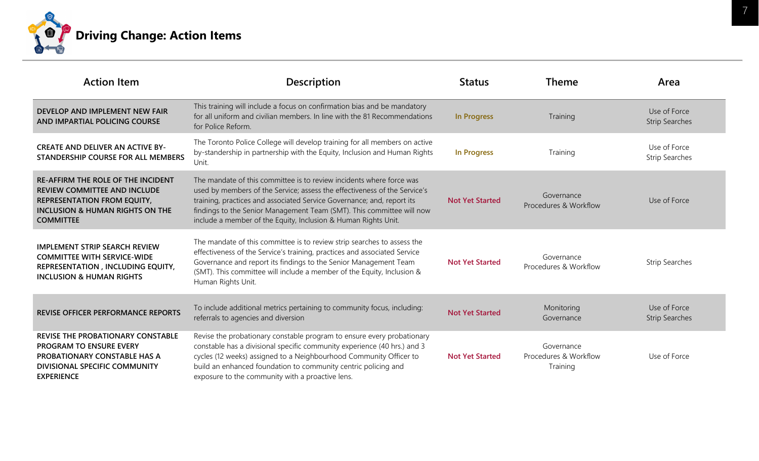# Driving Change: Action Items

| Action Item | Description | Status | Theme | Area |
|---|---|---|---|---|
| **DEVELOP AND IMPLEMENT NEW FAIR AND IMPARTIAL POLICING COURSE** | This training will include a focus on confirmation bias and be mandatory for all uniform and civilian members. In line with the 81 Recommendations for Police Reform. | In Progress | Training | Use of Force<br>Strip Searches |
| **CREATE AND DELIVER AN ACTIVE BY-STANDERSHIP COURSE FOR ALL MEMBERS** | The Toronto Police College will develop training for all members on active by-standership in partnership with the Equity, Inclusion and Human Rights Unit. | In Progress | Training | Use of Force<br>Strip Searches |
| **RE-AFFIRM THE ROLE OF THE INCIDENT REVIEW COMMITTEE AND INCLUDE REPRESENTATION FROM EQUITY, INCLUSION & HUMAN RIGHTS ON THE COMMITTEE** | The mandate of this committee is to review incidents where force was used by members of the Service; assess the effectiveness of the Service's training, practices and associated Service Governance; and, report its findings to the Senior Management Team (SMT). This committee will now include a member of the Equity, Inclusion & Human Rights Unit. | Not Yet Started | Governance<br>Procedures & Workflow | Use of Force |
| **IMPLEMENT STRIP SEARCH REVIEW COMMITTEE WITH SERVICE-WIDE REPRESENTATION , INCLUDING EQUITY, INCLUSION & HUMAN RIGHTS** | The mandate of this committee is to review strip searches to assess the effectiveness of the Service's training, practices and associated Service Governance and report its findings to the Senior Management Team (SMT). This committee will include a member of the Equity, Inclusion & Human Rights Unit. | Not Yet Started | Governance<br>Procedures & Workflow | Strip Searches |
| **REVISE OFFICER PERFORMANCE REPORTS** | To include additional metrics pertaining to community focus, including: referrals to agencies and diversion | Not Yet Started | Monitoring<br>Governance | Use of Force<br>Strip Searches |
| **REVISE THE PROBATIONARY CONSTABLE PROGRAM TO ENSURE EVERY PROBATIONARY CONSTABLE HAS A DIVISIONAL SPECIFIC COMMUNITY EXPERIENCE** | Revise the probationary constable program to ensure every probationary constable has a divisional specific community experience (40 hrs.) and 3 cycles (12 weeks) assigned to a Neighbourhood Community Officer to build an enhanced foundation to community centric policing and exposure to the community with a proactive lens. | Not Yet Started | Governance<br>Procedures & Workflow<br>Training | Use of Force |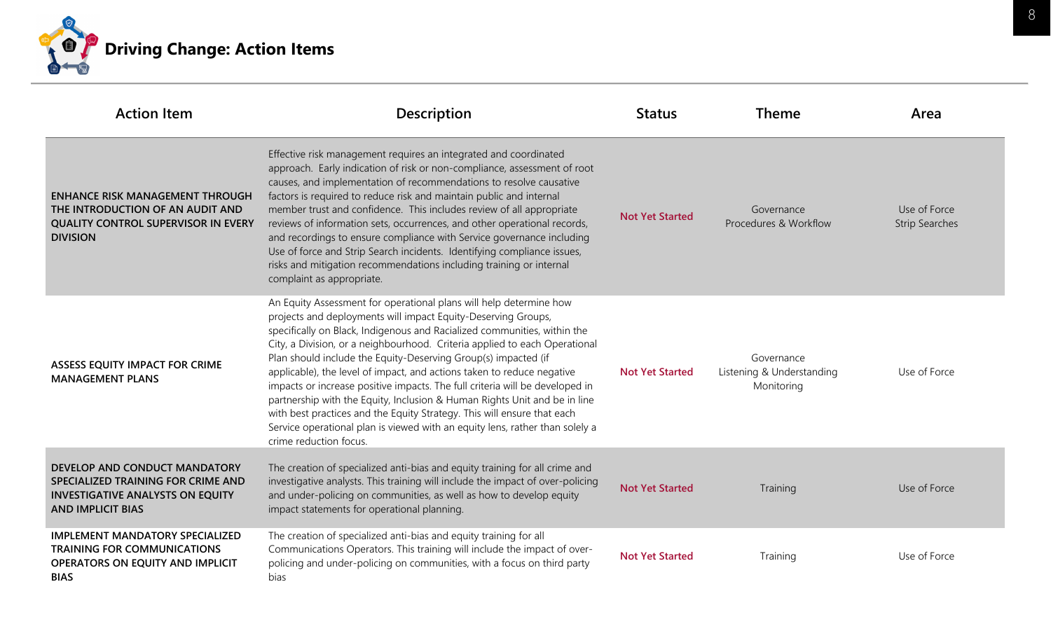# Driving Change: Action Items

| Action Item | Description | Status | Theme | Area |
|---|---|---|---|---|
| **ENHANCE RISK MANAGEMENT THROUGH THE INTRODUCTION OF AN AUDIT AND QUALITY CONTROL SUPERVISOR IN EVERY DIVISION** | Effective risk management requires an integrated and coordinated approach. Early indication of risk or non-compliance, assessment of root causes, and implementation of recommendations to resolve causative factors is required to reduce risk and maintain public and internal member trust and confidence. This includes review of all appropriate reviews of information sets, occurrences, and other operational records, and recordings to ensure compliance with Service governance including Use of force and Strip Search incidents. Identifying compliance issues, risks and mitigation recommendations including training or internal complaint as appropriate. | **Not Yet Started** | Governance<br>Procedures & Workflow | Use of Force<br>Strip Searches |
| **ASSESS EQUITY IMPACT FOR CRIME MANAGEMENT PLANS** | An Equity Assessment for operational plans will help determine how projects and deployments will impact Equity-Deserving Groups, specifically on Black, Indigenous and Racialized communities, within the City, a Division, or a neighbourhood. Criteria applied to each Operational Plan should include the Equity-Deserving Group(s) impacted (if applicable), the level of impact, and actions taken to reduce negative impacts or increase positive impacts. The full criteria will be developed in partnership with the Equity, Inclusion & Human Rights Unit and be in line with best practices and the Equity Strategy. This will ensure that each Service operational plan is viewed with an equity lens, rather than solely a crime reduction focus. | **Not Yet Started** | Governance<br>Listening & Understanding<br>Monitoring | Use of Force |
| **DEVELOP AND CONDUCT MANDATORY SPECIALIZED TRAINING FOR CRIME AND INVESTIGATIVE ANALYSTS ON EQUITY AND IMPLICIT BIAS** | The creation of specialized anti-bias and equity training for all crime and investigative analysts. This training will include the impact of over-policing and under-policing on communities, as well as how to develop equity impact statements for operational planning. | **Not Yet Started** | Training | Use of Force |
| **IMPLEMENT MANDATORY SPECIALIZED TRAINING FOR COMMUNICATIONS OPERATORS ON EQUITY AND IMPLICIT BIAS** | The creation of specialized anti-bias and equity training for all Communications Operators. This training will include the impact of over-policing and under-policing on communities, with a focus on third party bias | **Not Yet Started** | Training | Use of Force |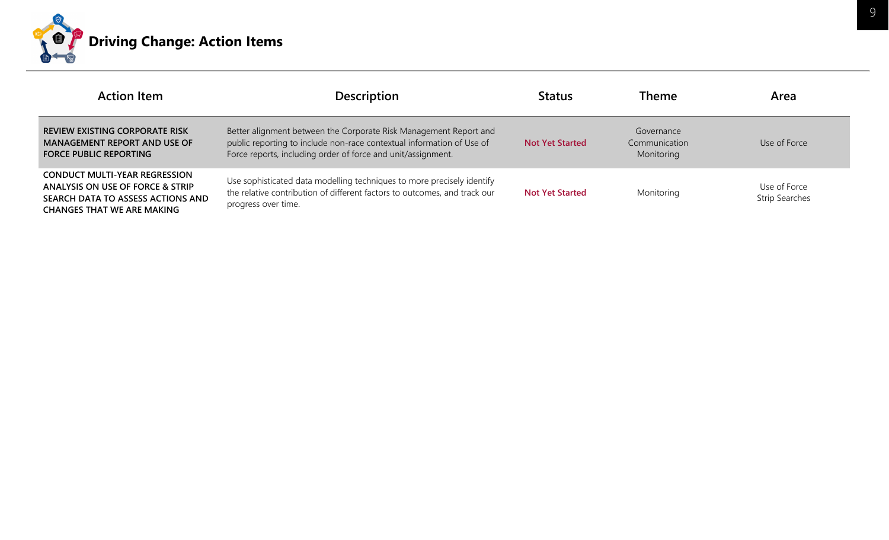## Driving Change: Action Items

| Action Item | Description | Status | Theme | Area |
|---|---|---|---|---|
| **REVIEW EXISTING CORPORATE RISK MANAGEMENT REPORT AND USE OF FORCE PUBLIC REPORTING** | Better alignment between the Corporate Risk Management Report and public reporting to include non-race contextual information of Use of Force reports, including order of force and unit/assignment. | **Not Yet Started** | Governance<br>Communication<br>Monitoring | Use of Force |
| **CONDUCT MULTI-YEAR REGRESSION ANALYSIS ON USE OF FORCE & STRIP SEARCH DATA TO ASSESS ACTIONS AND CHANGES THAT WE ARE MAKING** | Use sophisticated data modelling techniques to more precisely identify the relative contribution of different factors to outcomes, and track our progress over time. | **Not Yet Started** | Monitoring | Use of Force<br>Strip Searches |